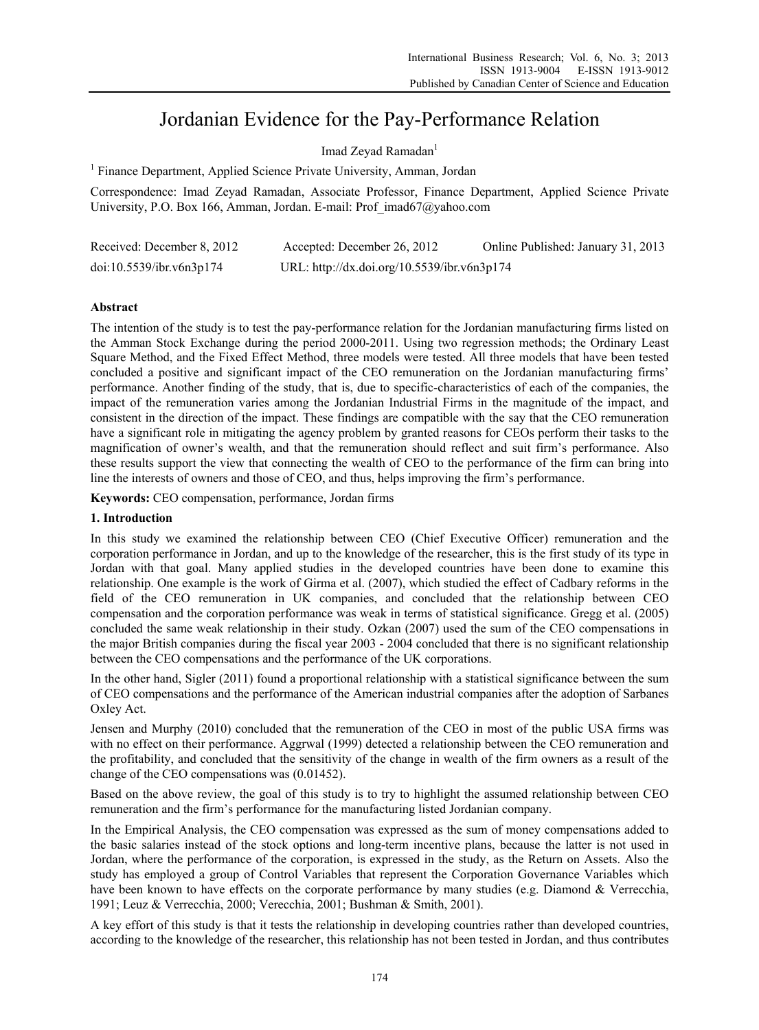# Jordanian Evidence for the Pay-Performance Relation

Imad Zeyad Ramadan[1]

[1] Finance Department, Applied Science Private University, Amman, Jordan

Correspondence: Imad Zeyad Ramadan, Associate Professor, Finance Department, Applied Science Private University, P.O. Box 166, Amman, Jordan. E-mail: Prof_imad67@yahoo.com

Received: December 8, 2012 Accepted: December 26, 2012 Online Published: January 31, 2013

doi:10.5539/ibr.v6n3p174 URL: http://dx.doi.org/10.5539/ibr.v6n3p174

## Abstract

The intention of the study is to test the pay-performance relation for the Jordanian manufacturing firms listed on the Amman Stock Exchange during the period 2000-2011. Using two regression methods; the Ordinary Least Square Method, and the Fixed Effect Method, three models were tested. All three models that have been tested concluded a positive and significant impact of the CEO remuneration on the Jordanian manufacturing firms' performance. Another finding of the study, that is, due to specific-characteristics of each of the companies, the impact of the remuneration varies among the Jordanian Industrial Firms in the magnitude of the impact, and consistent in the direction of the impact. These findings are compatible with the say that the CEO remuneration have a significant role in mitigating the agency problem by granted reasons for CEOs perform their tasks to the magnification of owner's wealth, and that the remuneration should reflect and suit firm's performance. Also these results support the view that connecting the wealth of CEO to the performance of the firm can bring into line the interests of owners and those of CEO, and thus, helps improving the firm's performance.

**Keywords:** CEO compensation, performance, Jordan firms

## 1. Introduction

In this study we examined the relationship between CEO (Chief Executive Officer) remuneration and the corporation performance in Jordan, and up to the knowledge of the researcher, this is the first study of its type in Jordan with that goal. Many applied studies in the developed countries have been done to examine this relationship. One example is the work of Girma et al. (2007), which studied the effect of Cadbary reforms in the field of the CEO remuneration in UK companies, and concluded that the relationship between CEO compensation and the corporation performance was weak in terms of statistical significance. Gregg et al. (2005) concluded the same weak relationship in their study. Ozkan (2007) used the sum of the CEO compensations in the major British companies during the fiscal year 2003 - 2004 concluded that there is no significant relationship between the CEO compensations and the performance of the UK corporations.

In the other hand, Sigler (2011) found a proportional relationship with a statistical significance between the sum of CEO compensations and the performance of the American industrial companies after the adoption of Sarbanes Oxley Act.

Jensen and Murphy (2010) concluded that the remuneration of the CEO in most of the public USA firms was with no effect on their performance. Aggrwal (1999) detected a relationship between the CEO remuneration and the profitability, and concluded that the sensitivity of the change in wealth of the firm owners as a result of the change of the CEO compensations was (0.01452).

Based on the above review, the goal of this study is to try to highlight the assumed relationship between CEO remuneration and the firm's performance for the manufacturing listed Jordanian company.

In the Empirical Analysis, the CEO compensation was expressed as the sum of money compensations added to the basic salaries instead of the stock options and long-term incentive plans, because the latter is not used in Jordan, where the performance of the corporation, is expressed in the study, as the Return on Assets. Also the study has employed a group of Control Variables that represent the Corporation Governance Variables which have been known to have effects on the corporate performance by many studies (e.g. Diamond & Verrecchia, 1991; Leuz & Verrecchia, 2000; Verecchia, 2001; Bushman & Smith, 2001).

A key effort of this study is that it tests the relationship in developing countries rather than developed countries, according to the knowledge of the researcher, this relationship has not been tested in Jordan, and thus contributes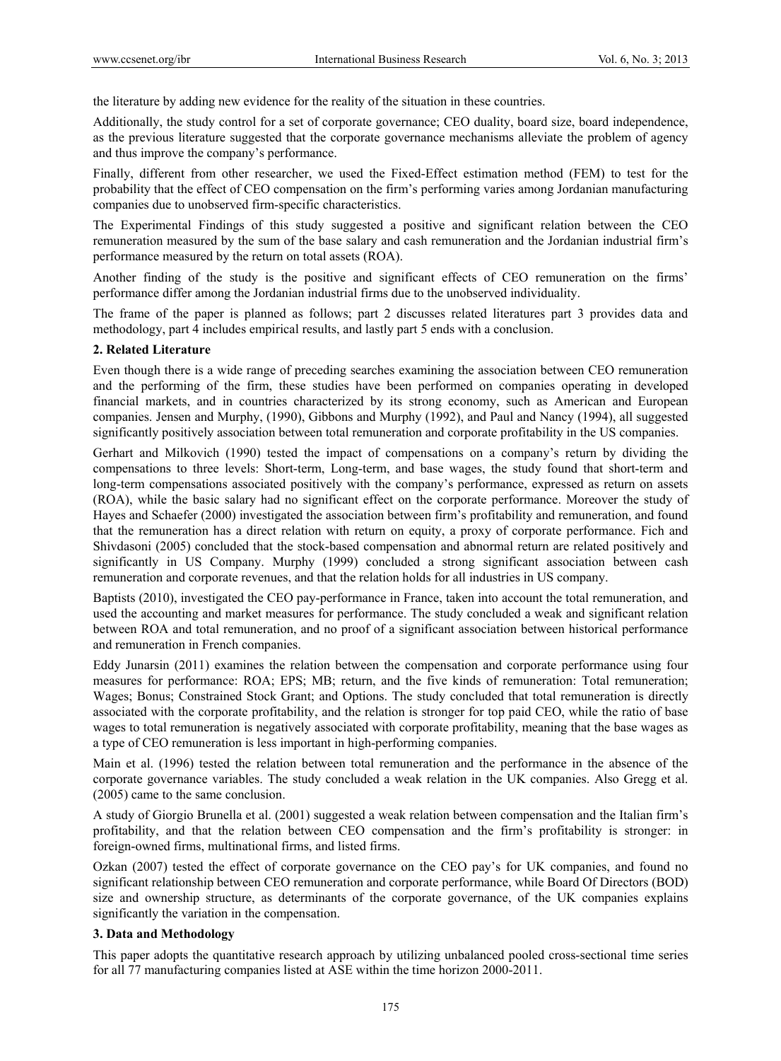the literature by adding new evidence for the reality of the situation in these countries.

Additionally, the study control for a set of corporate governance; CEO duality, board size, board independence, as the previous literature suggested that the corporate governance mechanisms alleviate the problem of agency and thus improve the company's performance.

Finally, different from other researcher, we used the Fixed-Effect estimation method (FEM) to test for the probability that the effect of CEO compensation on the firm's performing varies among Jordanian manufacturing companies due to unobserved firm-specific characteristics.

The Experimental Findings of this study suggested a positive and significant relation between the CEO remuneration measured by the sum of the base salary and cash remuneration and the Jordanian industrial firm's performance measured by the return on total assets (ROA).

Another finding of the study is the positive and significant effects of CEO remuneration on the firms' performance differ among the Jordanian industrial firms due to the unobserved individuality.

The frame of the paper is planned as follows; part 2 discusses related literatures part 3 provides data and methodology, part 4 includes empirical results, and lastly part 5 ends with a conclusion.

## 2. Related Literature

Even though there is a wide range of preceding searches examining the association between CEO remuneration and the performing of the firm, these studies have been performed on companies operating in developed financial markets, and in countries characterized by its strong economy, such as American and European companies. Jensen and Murphy, (1990), Gibbons and Murphy (1992), and Paul and Nancy (1994), all suggested significantly positively association between total remuneration and corporate profitability in the US companies.

Gerhart and Milkovich (1990) tested the impact of compensations on a company's return by dividing the compensations to three levels: Short-term, Long-term, and base wages, the study found that short-term and long-term compensations associated positively with the company's performance, expressed as return on assets (ROA), while the basic salary had no significant effect on the corporate performance. Moreover the study of Hayes and Schaefer (2000) investigated the association between firm's profitability and remuneration, and found that the remuneration has a direct relation with return on equity, a proxy of corporate performance. Fich and Shivdasoni (2005) concluded that the stock-based compensation and abnormal return are related positively and significantly in US Company. Murphy (1999) concluded a strong significant association between cash remuneration and corporate revenues, and that the relation holds for all industries in US company.

Baptists (2010), investigated the CEO pay-performance in France, taken into account the total remuneration, and used the accounting and market measures for performance. The study concluded a weak and significant relation between ROA and total remuneration, and no proof of a significant association between historical performance and remuneration in French companies.

Eddy Junarsin (2011) examines the relation between the compensation and corporate performance using four measures for performance: ROA; EPS; MB; return, and the five kinds of remuneration: Total remuneration; Wages; Bonus; Constrained Stock Grant; and Options. The study concluded that total remuneration is directly associated with the corporate profitability, and the relation is stronger for top paid CEO, while the ratio of base wages to total remuneration is negatively associated with corporate profitability, meaning that the base wages as a type of CEO remuneration is less important in high-performing companies.

Main et al. (1996) tested the relation between total remuneration and the performance in the absence of the corporate governance variables. The study concluded a weak relation in the UK companies. Also Gregg et al. (2005) came to the same conclusion.

A study of Giorgio Brunella et al. (2001) suggested a weak relation between compensation and the Italian firm's profitability, and that the relation between CEO compensation and the firm's profitability is stronger: in foreign-owned firms, multinational firms, and listed firms.

Ozkan (2007) tested the effect of corporate governance on the CEO pay's for UK companies, and found no significant relationship between CEO remuneration and corporate performance, while Board Of Directors (BOD) size and ownership structure, as determinants of the corporate governance, of the UK companies explains significantly the variation in the compensation.

## 3. Data and Methodology

This paper adopts the quantitative research approach by utilizing unbalanced pooled cross-sectional time series for all 77 manufacturing companies listed at ASE within the time horizon 2000-2011.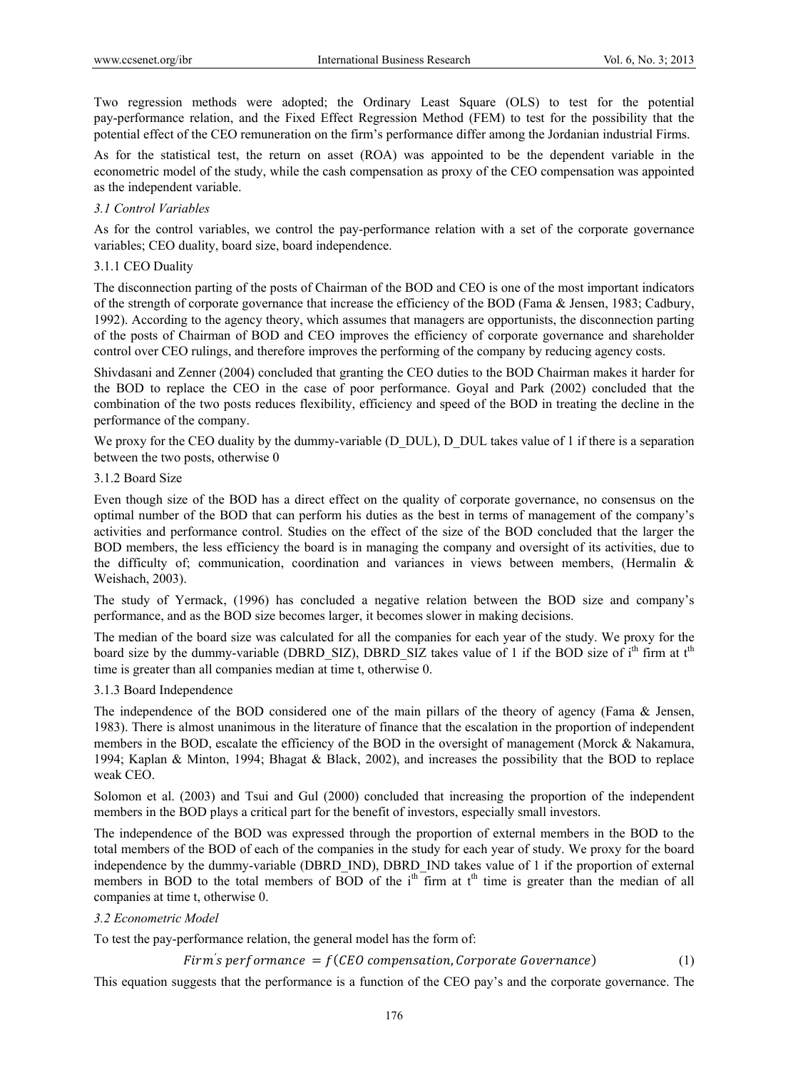Two regression methods were adopted; the Ordinary Least Square (OLS) to test for the potential pay-performance relation, and the Fixed Effect Regression Method (FEM) to test for the possibility that the potential effect of the CEO remuneration on the firm's performance differ among the Jordanian industrial Firms.

As for the statistical test, the return on asset (ROA) was appointed to be the dependent variable in the econometric model of the study, while the cash compensation as proxy of the CEO compensation was appointed as the independent variable.

### *3.1 Control Variables*

As for the control variables, we control the pay-performance relation with a set of the corporate governance variables; CEO duality, board size, board independence.

#### 3.1.1 CEO Duality

The disconnection parting of the posts of Chairman of the BOD and CEO is one of the most important indicators of the strength of corporate governance that increase the efficiency of the BOD (Fama & Jensen, 1983; Cadbury, 1992). According to the agency theory, which assumes that managers are opportunists, the disconnection parting of the posts of Chairman of BOD and CEO improves the efficiency of corporate governance and shareholder control over CEO rulings, and therefore improves the performing of the company by reducing agency costs.

Shivdasani and Zenner (2004) concluded that granting the CEO duties to the BOD Chairman makes it harder for the BOD to replace the CEO in the case of poor performance. Goyal and Park (2002) concluded that the combination of the two posts reduces flexibility, efficiency and speed of the BOD in treating the decline in the performance of the company.

We proxy for the CEO duality by the dummy-variable (D_DUL), D_DUL takes value of 1 if there is a separation between the two posts, otherwise 0

#### 3.1.2 Board Size

Even though size of the BOD has a direct effect on the quality of corporate governance, no consensus on the optimal number of the BOD that can perform his duties as the best in terms of management of the company's activities and performance control. Studies on the effect of the size of the BOD concluded that the larger the BOD members, the less efficiency the board is in managing the company and oversight of its activities, due to the difficulty of; communication, coordination and variances in views between members, (Hermalin & Weishach, 2003).

The study of Yermack, (1996) has concluded a negative relation between the BOD size and company's performance, and as the BOD size becomes larger, it becomes slower in making decisions.

The median of the board size was calculated for all the companies for each year of the study. We proxy for the board size by the dummy-variable (DBRD_SIZ), DBRD_SIZ takes value of 1 if the BOD size of $i^{th}$ firm at $t^{th}$ time is greater than all companies median at time t, otherwise 0.

#### 3.1.3 Board Independence

The independence of the BOD considered one of the main pillars of the theory of agency (Fama & Jensen, 1983). There is almost unanimous in the literature of finance that the escalation in the proportion of independent members in the BOD, escalate the efficiency of the BOD in the oversight of management (Morck & Nakamura, 1994; Kaplan & Minton, 1994; Bhagat & Black, 2002), and increases the possibility that the BOD to replace weak CEO.

Solomon et al. (2003) and Tsui and Gul (2000) concluded that increasing the proportion of the independent members in the BOD plays a critical part for the benefit of investors, especially small investors.

The independence of the BOD was expressed through the proportion of external members in the BOD to the total members of the BOD of each of the companies in the study for each year of study. We proxy for the board independence by the dummy-variable (DBRD_IND), DBRD_IND takes value of 1 if the proportion of external members in BOD to the total members of BOD of the $i^{th}$ firm at $t^{th}$ time is greater than the median of all companies at time t, otherwise 0.

### *3.2 Econometric Model*

To test the pay-performance relation, the general model has the form of:

$$Firm's\ performance = f(CEO\ compensation, Corporate\ Governance) \tag{1}$$

This equation suggests that the performance is a function of the CEO pay's and the corporate governance. The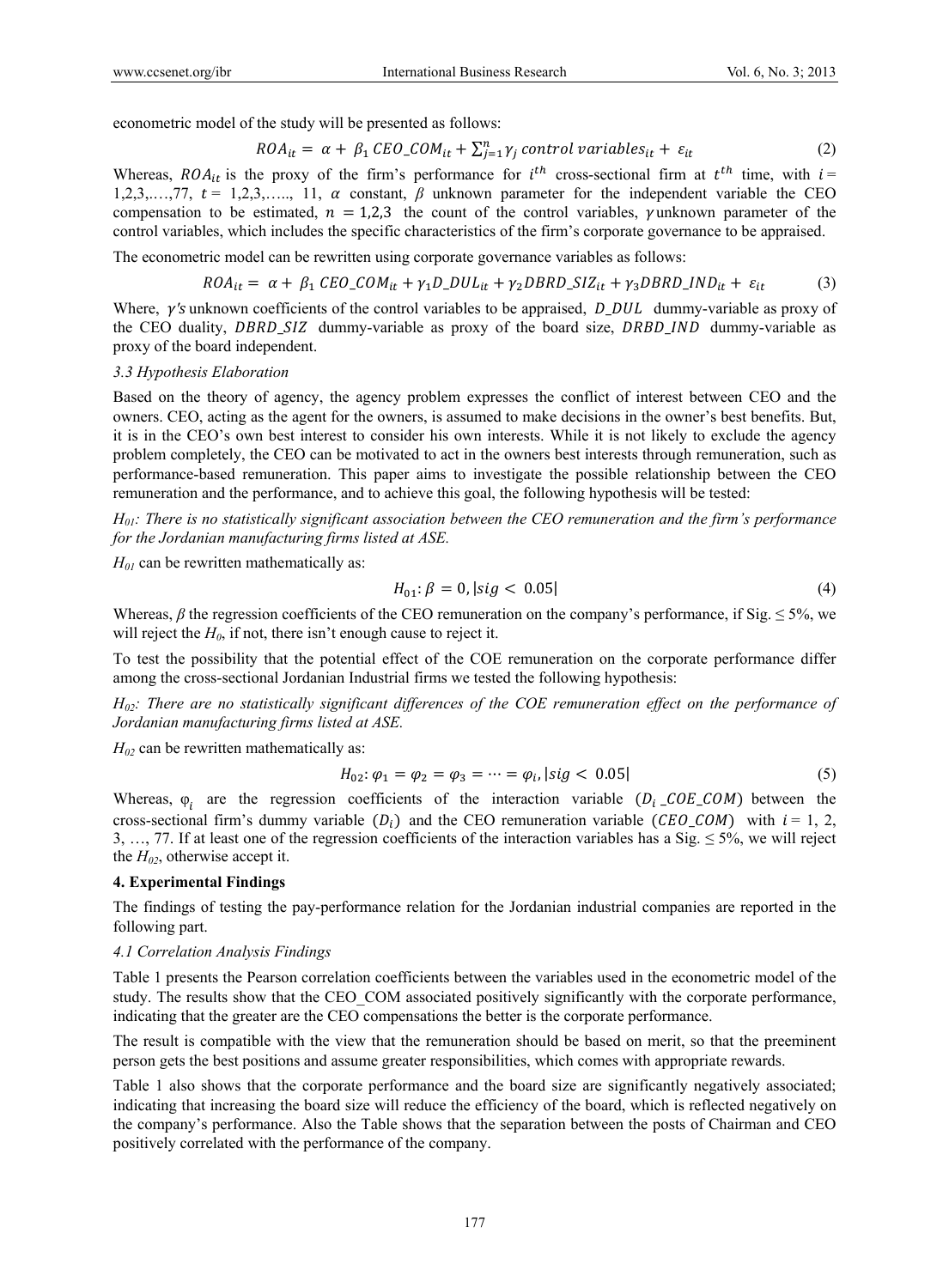econometric model of the study will be presented as follows:

$$ROA_{it} = \alpha + \beta_1 \, CEO\_COM_{it} + \sum_{j=1}^{n} \gamma_j \, control \, variables_{it} + \varepsilon_{it} \quad (2)$$

Whereas, $ROA_{it}$ is the proxy of the firm's performance for $i^{th}$ cross-sectional firm at $t^{th}$ time, with $i = 1,2,3,\ldots,77$, $t = 1,2,3,\ldots, 11$, $\alpha$ constant, $\beta$ unknown parameter for the independent variable the CEO compensation to be estimated, $n = 1,2,3$ the count of the control variables, $\gamma$ unknown parameter of the control variables, which includes the specific characteristics of the firm's corporate governance to be appraised.

The econometric model can be rewritten using corporate governance variables as follows:

$$ROA_{it} = \alpha + \beta_1 \, CEO\_COM_{it} + \gamma_1 D\_DUL_{it} + \gamma_2 DBRD\_SIZ_{it} + \gamma_3 DBRD\_IND_{it} + \varepsilon_{it} \quad (3)$$

Where, $\gamma's$ unknown coefficients of the control variables to be appraised, $D\_DUL$ dummy-variable as proxy of the CEO duality, $DBRD\_SIZ$ dummy-variable as proxy of the board size, $DRBD\_IND$ dummy-variable as proxy of the board independent.

*3.3 Hypothesis Elaboration*

Based on the theory of agency, the agency problem expresses the conflict of interest between CEO and the owners. CEO, acting as the agent for the owners, is assumed to make decisions in the owner's best benefits. But, it is in the CEO's own best interest to consider his own interests. While it is not likely to exclude the agency problem completely, the CEO can be motivated to act in the owners best interests through remuneration, such as performance-based remuneration. This paper aims to investigate the possible relationship between the CEO remuneration and the performance, and to achieve this goal, the following hypothesis will be tested:

*$H_{01}$: There is no statistically significant association between the CEO remuneration and the firm's performance for the Jordanian manufacturing firms listed at ASE.*

*$H_{01}$* can be rewritten mathematically as:

$$H_{01}: \beta = 0, |sig < 0.05| \quad (4)$$

Whereas, $\beta$ the regression coefficients of the CEO remuneration on the company's performance, if Sig. ≤ 5%, we will reject the $H_0$, if not, there isn't enough cause to reject it.

To test the possibility that the potential effect of the COE remuneration on the corporate performance differ among the cross-sectional Jordanian Industrial firms we tested the following hypothesis:

*$H_{02}$: There are no statistically significant differences of the COE remuneration effect on the performance of Jordanian manufacturing firms listed at ASE.*

*$H_{02}$* can be rewritten mathematically as:

$$H_{02}: \varphi_1 = \varphi_2 = \varphi_3 = \cdots = \varphi_i, |sig < 0.05| \quad (5)$$

Whereas, $\varphi_i$ are the regression coefficients of the interaction variable ($D_i\_COE\_COM$) between the cross-sectional firm's dummy variable ($D_i$) and the CEO remuneration variable ($CEO\_COM$) with $i = 1, 2, 3, \ldots, 77$. If at least one of the regression coefficients of the interaction variables has a Sig. ≤ 5%, we will reject the $H_{02}$, otherwise accept it.

## 4. Experimental Findings

The findings of testing the pay-performance relation for the Jordanian industrial companies are reported in the following part.

*4.1 Correlation Analysis Findings*

Table 1 presents the Pearson correlation coefficients between the variables used in the econometric model of the study. The results show that the CEO_COM associated positively significantly with the corporate performance, indicating that the greater are the CEO compensations the better is the corporate performance.

The result is compatible with the view that the remuneration should be based on merit, so that the preeminent person gets the best positions and assume greater responsibilities, which comes with appropriate rewards.

Table 1 also shows that the corporate performance and the board size are significantly negatively associated; indicating that increasing the board size will reduce the efficiency of the board, which is reflected negatively on the company's performance. Also the Table shows that the separation between the posts of Chairman and CEO positively correlated with the performance of the company.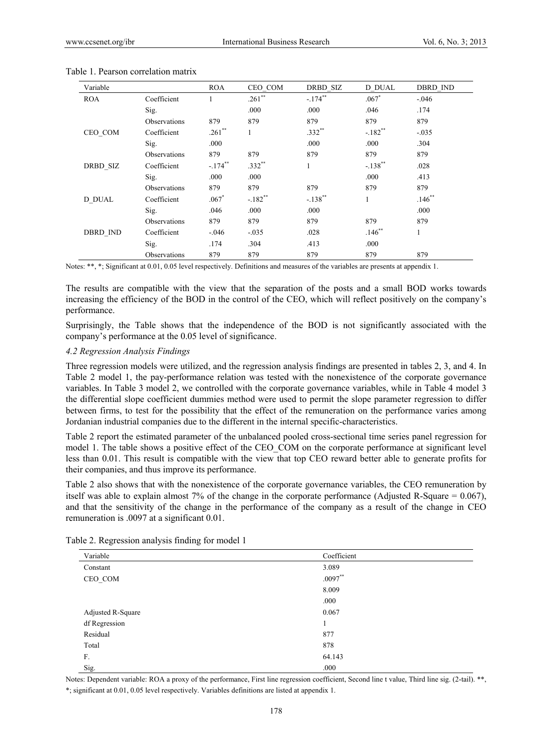Table 1. Pearson correlation matrix

| Variable | | ROA | CEO_COM | DRBD_SIZ | D_DUAL | DBRD_IND |
|---|---|---|---|---|---|---|
| ROA | Coefficient | 1 | .261** | -.174** | .067* | -.046 |
| | Sig. | | .000 | .000 | .046 | .174 |
| | Observations | 879 | 879 | 879 | 879 | 879 |
| CEO_COM | Coefficient | .261** | 1 | .332** | -.182** | -.035 |
| | Sig. | .000 | | .000 | .000 | .304 |
| | Observations | 879 | 879 | 879 | 879 | 879 |
| DRBD_SIZ | Coefficient | -.174** | .332** | 1 | -.138** | .028 |
| | Sig. | .000 | .000 | | .000 | .413 |
| | Observations | 879 | 879 | 879 | 879 | 879 |
| D_DUAL | Coefficient | .067* | -.182** | -.138** | 1 | .146** |
| | Sig. | .046 | .000 | .000 | | .000 |
| | Observations | 879 | 879 | 879 | 879 | 879 |
| DBRD_IND | Coefficient | -.046 | -.035 | .028 | .146** | 1 |
| | Sig. | .174 | .304 | .413 | .000 | |
| | Observations | 879 | 879 | 879 | 879 | 879 |

Notes: **, *; Significant at 0.01, 0.05 level respectively. Definitions and measures of the variables are presents at appendix 1.

The results are compatible with the view that the separation of the posts and a small BOD works towards increasing the efficiency of the BOD in the control of the CEO, which will reflect positively on the company's performance.

Surprisingly, the Table shows that the independence of the BOD is not significantly associated with the company's performance at the 0.05 level of significance.

### *4.2 Regression Analysis Findings*

Three regression models were utilized, and the regression analysis findings are presented in tables 2, 3, and 4. In Table 2 model 1, the pay-performance relation was tested with the nonexistence of the corporate governance variables. In Table 3 model 2, we controlled with the corporate governance variables, while in Table 4 model 3 the differential slope coefficient dummies method were used to permit the slope parameter regression to differ between firms, to test for the possibility that the effect of the remuneration on the performance varies among Jordanian industrial companies due to the different in the internal specific-characteristics.

Table 2 report the estimated parameter of the unbalanced pooled cross-sectional time series panel regression for model 1. The table shows a positive effect of the CEO_COM on the corporate performance at significant level less than 0.01. This result is compatible with the view that top CEO reward better able to generate profits for their companies, and thus improve its performance.

Table 2 also shows that with the nonexistence of the corporate governance variables, the CEO remuneration by itself was able to explain almost 7% of the change in the corporate performance (Adjusted R-Square = 0.067), and that the sensitivity of the change in the performance of the company as a result of the change in CEO remuneration is .0097 at a significant 0.01.

Table 2. Regression analysis finding for model 1

| Variable | Coefficient |
|---|---|
| Constant | 3.089 |
| CEO_COM | .0097** |
| | 8.009 |
| | .000 |
| Adjusted R-Square | 0.067 |
| df Regression | 1 |
| Residual | 877 |
| Total | 878 |
| F. | 64.143 |
| Sig. | .000 |

Notes: Dependent variable: ROA a proxy of the performance, First line regression coefficient, Second line t value, Third line sig. (2-tail). **, *; significant at 0.01, 0.05 level respectively. Variables definitions are listed at appendix 1.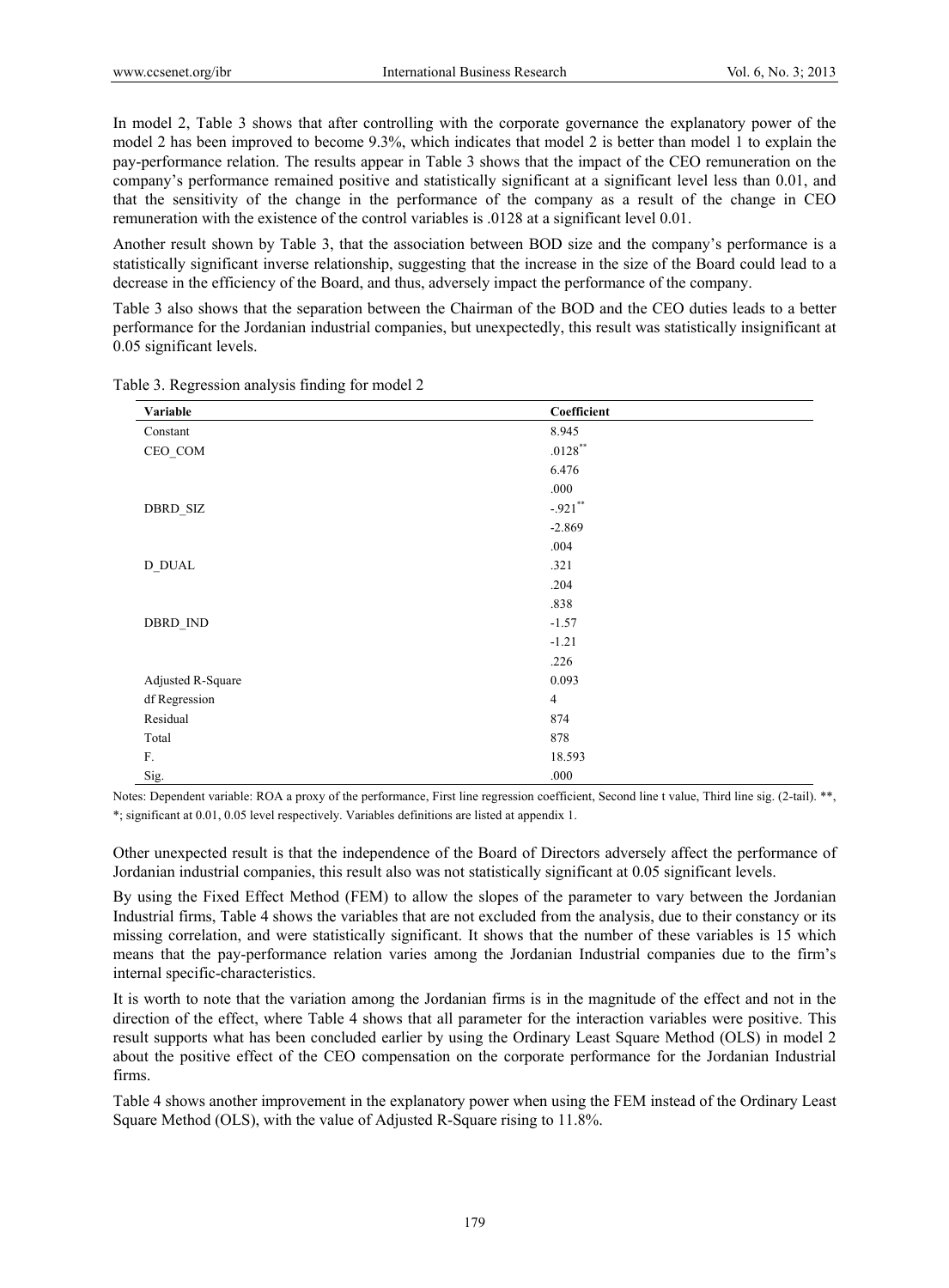In model 2, Table 3 shows that after controlling with the corporate governance the explanatory power of the model 2 has been improved to become 9.3%, which indicates that model 2 is better than model 1 to explain the pay-performance relation. The results appear in Table 3 shows that the impact of the CEO remuneration on the company's performance remained positive and statistically significant at a significant level less than 0.01, and that the sensitivity of the change in the performance of the company as a result of the change in CEO remuneration with the existence of the control variables is .0128 at a significant level 0.01.

Another result shown by Table 3, that the association between BOD size and the company's performance is a statistically significant inverse relationship, suggesting that the increase in the size of the Board could lead to a decrease in the efficiency of the Board, and thus, adversely impact the performance of the company.

Table 3 also shows that the separation between the Chairman of the BOD and the CEO duties leads to a better performance for the Jordanian industrial companies, but unexpectedly, this result was statistically insignificant at 0.05 significant levels.

Table 3. Regression analysis finding for model 2

| Variable | Coefficient |
|---|---|
| Constant | 8.945 |
| CEO_COM | .0128** |
| | 6.476 |
| | .000 |
| DBRD_SIZ | -.921** |
| | -2.869 |
| | .004 |
| D_DUAL | .321 |
| | .204 |
| | .838 |
| DBRD_IND | -1.57 |
| | -1.21 |
| | .226 |
| Adjusted R-Square | 0.093 |
| df Regression | 4 |
| Residual | 874 |
| Total | 878 |
| F. | 18.593 |
| Sig. | .000 |

Notes: Dependent variable: ROA a proxy of the performance, First line regression coefficient, Second line t value, Third line sig. (2-tail). **, *; significant at 0.01, 0.05 level respectively. Variables definitions are listed at appendix 1.

Other unexpected result is that the independence of the Board of Directors adversely affect the performance of Jordanian industrial companies, this result also was not statistically significant at 0.05 significant levels.

By using the Fixed Effect Method (FEM) to allow the slopes of the parameter to vary between the Jordanian Industrial firms, Table 4 shows the variables that are not excluded from the analysis, due to their constancy or its missing correlation, and were statistically significant. It shows that the number of these variables is 15 which means that the pay-performance relation varies among the Jordanian Industrial companies due to the firm's internal specific-characteristics.

It is worth to note that the variation among the Jordanian firms is in the magnitude of the effect and not in the direction of the effect, where Table 4 shows that all parameter for the interaction variables were positive. This result supports what has been concluded earlier by using the Ordinary Least Square Method (OLS) in model 2 about the positive effect of the CEO compensation on the corporate performance for the Jordanian Industrial firms.

Table 4 shows another improvement in the explanatory power when using the FEM instead of the Ordinary Least Square Method (OLS), with the value of Adjusted R-Square rising to 11.8%.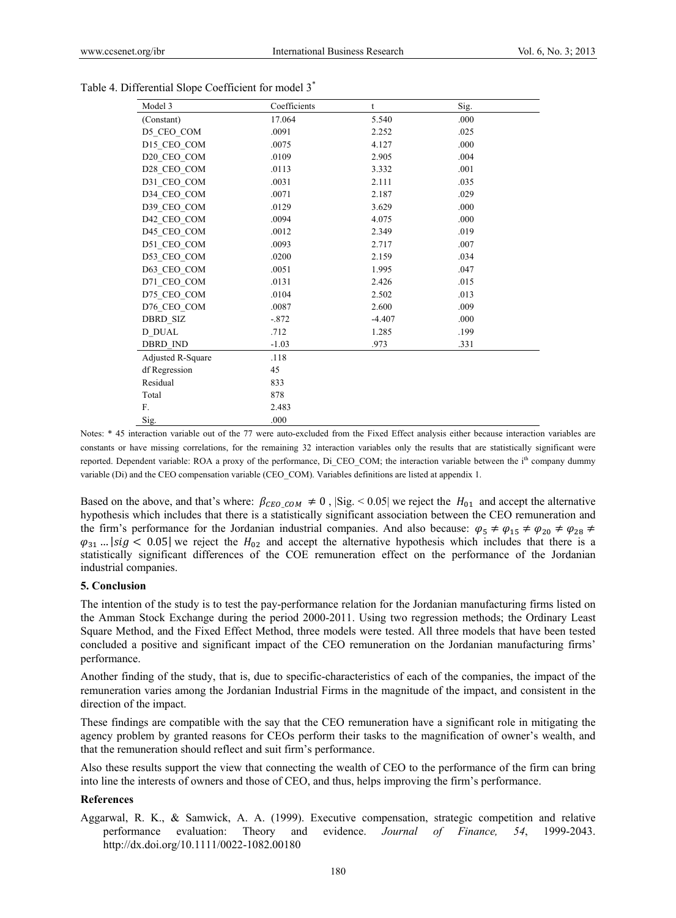Table 4. Differential Slope Coefficient for model 3*

| Model 3 | Coefficients | t | Sig. |
|---|---|---|---|
| (Constant) | 17.064 | 5.540 | .000 |
| D5_CEO_COM | .0091 | 2.252 | .025 |
| D15_CEO_COM | .0075 | 4.127 | .000 |
| D20_CEO_COM | .0109 | 2.905 | .004 |
| D28_CEO_COM | .0113 | 3.332 | .001 |
| D31_CEO_COM | .0031 | 2.111 | .035 |
| D34_CEO_COM | .0071 | 2.187 | .029 |
| D39_CEO_COM | .0129 | 3.629 | .000 |
| D42_CEO_COM | .0094 | 4.075 | .000 |
| D45_CEO_COM | .0012 | 2.349 | .019 |
| D51_CEO_COM | .0093 | 2.717 | .007 |
| D53_CEO_COM | .0200 | 2.159 | .034 |
| D63_CEO_COM | .0051 | 1.995 | .047 |
| D71_CEO_COM | .0131 | 2.426 | .015 |
| D75_CEO_COM | .0104 | 2.502 | .013 |
| D76_CEO_COM | .0087 | 2.600 | .009 |
| DBRD_SIZ | -.872 | -4.407 | .000 |
| D_DUAL | .712 | 1.285 | .199 |
| DBRD_IND | -1.03 | .973 | .331 |
| Adjusted R-Square | .118 | | |
| df Regression | 45 | | |
| Residual | 833 | | |
| Total | 878 | | |
| F. | 2.483 | | |
| Sig. | .000 | | |

Notes: * 45 interaction variable out of the 77 were auto-excluded from the Fixed Effect analysis either because interaction variables are constants or have missing correlations, for the remaining 32 interaction variables only the results that are statistically significant were reported. Dependent variable: ROA a proxy of the performance, Di_CEO_COM; the interaction variable between the i[th] company dummy variable (Di) and the CEO compensation variable (CEO_COM). Variables definitions are listed at appendix 1.

Based on the above, and that's where: $\beta_{CEO\_COM} \neq 0$ , $|\text{Sig.} < 0.05|$ we reject the $H_{01}$ and accept the alternative hypothesis which includes that there is a statistically significant association between the CEO remuneration and the firm's performance for the Jordanian industrial companies. And also because: $\varphi_5 \neq \varphi_{15} \neq \varphi_{20} \neq \varphi_{28} \neq \varphi_{31} \dots |sig < 0.05|$ we reject the $H_{02}$ and accept the alternative hypothesis which includes that there is a statistically significant differences of the COE remuneration effect on the performance of the Jordanian industrial companies.

### 5. Conclusion

The intention of the study is to test the pay-performance relation for the Jordanian manufacturing firms listed on the Amman Stock Exchange during the period 2000-2011. Using two regression methods; the Ordinary Least Square Method, and the Fixed Effect Method, three models were tested. All three models that have been tested concluded a positive and significant impact of the CEO remuneration on the Jordanian manufacturing firms' performance.

Another finding of the study, that is, due to specific-characteristics of each of the companies, the impact of the remuneration varies among the Jordanian Industrial Firms in the magnitude of the impact, and consistent in the direction of the impact.

These findings are compatible with the say that the CEO remuneration have a significant role in mitigating the agency problem by granted reasons for CEOs perform their tasks to the magnification of owner's wealth, and that the remuneration should reflect and suit firm's performance.

Also these results support the view that connecting the wealth of CEO to the performance of the firm can bring into line the interests of owners and those of CEO, and thus, helps improving the firm's performance.

### References

Aggarwal, R. K., & Samwick, A. A. (1999). Executive compensation, strategic competition and relative performance evaluation: Theory and evidence. *Journal of Finance, 54*, 1999-2043. http://dx.doi.org/10.1111/0022-1082.00180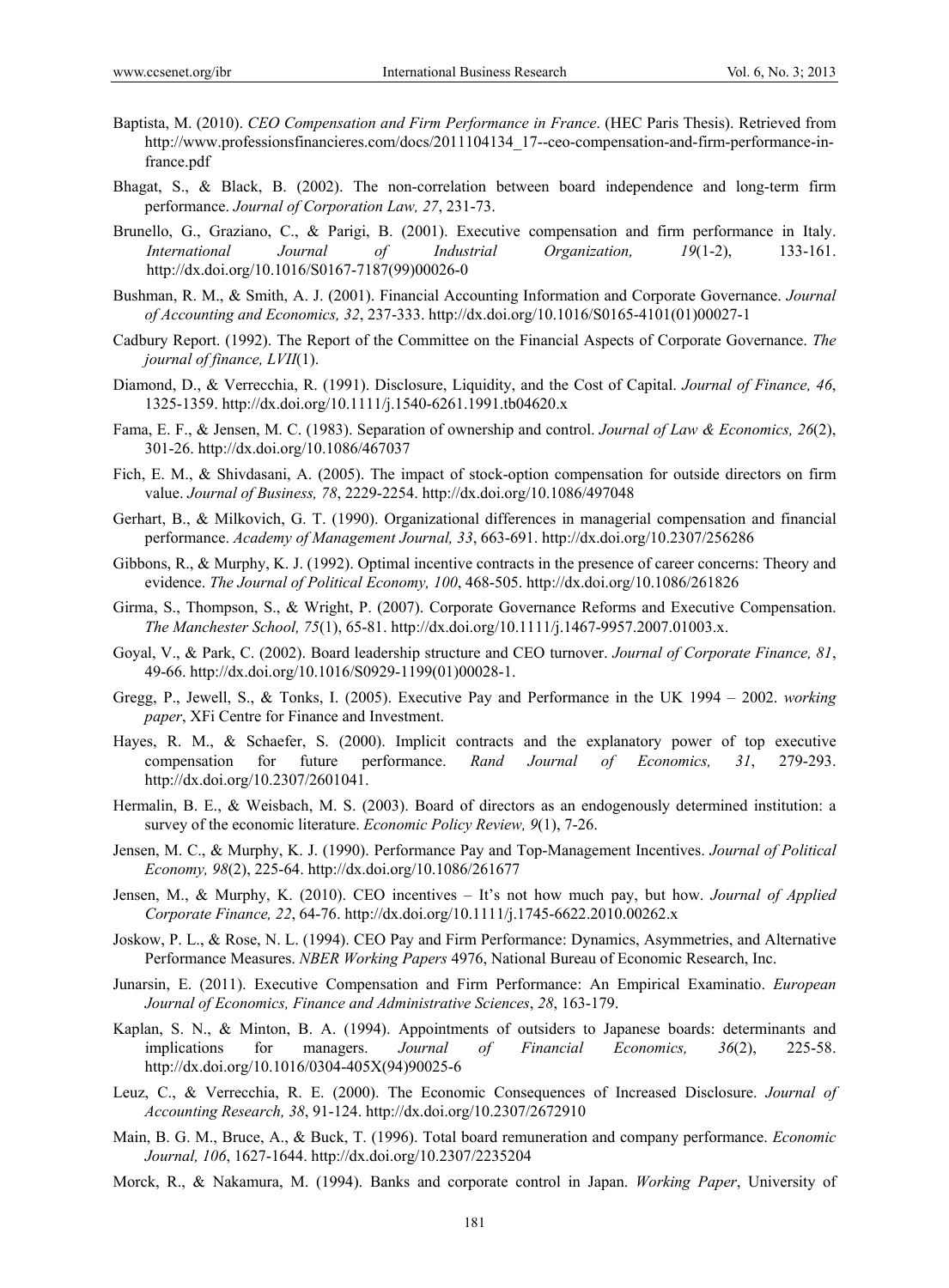Baptista, M. (2010). *CEO Compensation and Firm Performance in France*. (HEC Paris Thesis). Retrieved from http://www.professionsfinancieres.com/docs/2011104134_17--ceo-compensation-and-firm-performance-in-france.pdf

Bhagat, S., & Black, B. (2002). The non-correlation between board independence and long-term firm performance. *Journal of Corporation Law, 27*, 231-73.

Brunello, G., Graziano, C., & Parigi, B. (2001). Executive compensation and firm performance in Italy. *International Journal of Industrial Organization, 19*(1-2), 133-161. http://dx.doi.org/10.1016/S0167-7187(99)00026-0

Bushman, R. M., & Smith, A. J. (2001). Financial Accounting Information and Corporate Governance. *Journal of Accounting and Economics, 32*, 237-333. http://dx.doi.org/10.1016/S0165-4101(01)00027-1

Cadbury Report. (1992). The Report of the Committee on the Financial Aspects of Corporate Governance. *The journal of finance, LVII*(1).

Diamond, D., & Verrecchia, R. (1991). Disclosure, Liquidity, and the Cost of Capital. *Journal of Finance, 46*, 1325-1359. http://dx.doi.org/10.1111/j.1540-6261.1991.tb04620.x

Fama, E. F., & Jensen, M. C. (1983). Separation of ownership and control. *Journal of Law & Economics, 26*(2), 301-26. http://dx.doi.org/10.1086/467037

Fich, E. M., & Shivdasani, A. (2005). The impact of stock-option compensation for outside directors on firm value. *Journal of Business, 78*, 2229-2254. http://dx.doi.org/10.1086/497048

Gerhart, B., & Milkovich, G. T. (1990). Organizational differences in managerial compensation and financial performance. *Academy of Management Journal, 33*, 663-691. http://dx.doi.org/10.2307/256286

Gibbons, R., & Murphy, K. J. (1992). Optimal incentive contracts in the presence of career concerns: Theory and evidence. *The Journal of Political Economy, 100*, 468-505. http://dx.doi.org/10.1086/261826

Girma, S., Thompson, S., & Wright, P. (2007). Corporate Governance Reforms and Executive Compensation. *The Manchester School, 75*(1), 65-81. http://dx.doi.org/10.1111/j.1467-9957.2007.01003.x.

Goyal, V., & Park, C. (2002). Board leadership structure and CEO turnover. *Journal of Corporate Finance, 81*, 49-66. http://dx.doi.org/10.1016/S0929-1199(01)00028-1.

Gregg, P., Jewell, S., & Tonks, I. (2005). Executive Pay and Performance in the UK 1994 – 2002. *working paper*, XFi Centre for Finance and Investment.

Hayes, R. M., & Schaefer, S. (2000). Implicit contracts and the explanatory power of top executive compensation for future performance. *Rand Journal of Economics, 31*, 279-293. http://dx.doi.org/10.2307/2601041.

Hermalin, B. E., & Weisbach, M. S. (2003). Board of directors as an endogenously determined institution: a survey of the economic literature. *Economic Policy Review, 9*(1), 7-26.

Jensen, M. C., & Murphy, K. J. (1990). Performance Pay and Top-Management Incentives. *Journal of Political Economy, 98*(2), 225-64. http://dx.doi.org/10.1086/261677

Jensen, M., & Murphy, K. (2010). CEO incentives – It's not how much pay, but how. *Journal of Applied Corporate Finance, 22*, 64-76. http://dx.doi.org/10.1111/j.1745-6622.2010.00262.x

Joskow, P. L., & Rose, N. L. (1994). CEO Pay and Firm Performance: Dynamics, Asymmetries, and Alternative Performance Measures. *NBER Working Papers* 4976, National Bureau of Economic Research, Inc.

Junarsin, E. (2011). Executive Compensation and Firm Performance: An Empirical Examinatio. *European Journal of Economics, Finance and Administrative Sciences*, *28*, 163-179.

Kaplan, S. N., & Minton, B. A. (1994). Appointments of outsiders to Japanese boards: determinants and implications for managers. *Journal of Financial Economics, 36*(2), 225-58. http://dx.doi.org/10.1016/0304-405X(94)90025-6

Leuz, C., & Verrecchia, R. E. (2000). The Economic Consequences of Increased Disclosure. *Journal of Accounting Research, 38*, 91-124. http://dx.doi.org/10.2307/2672910

Main, B. G. M., Bruce, A., & Buck, T. (1996). Total board remuneration and company performance. *Economic Journal, 106*, 1627-1644. http://dx.doi.org/10.2307/2235204

Morck, R., & Nakamura, M. (1994). Banks and corporate control in Japan. *Working Paper*, University of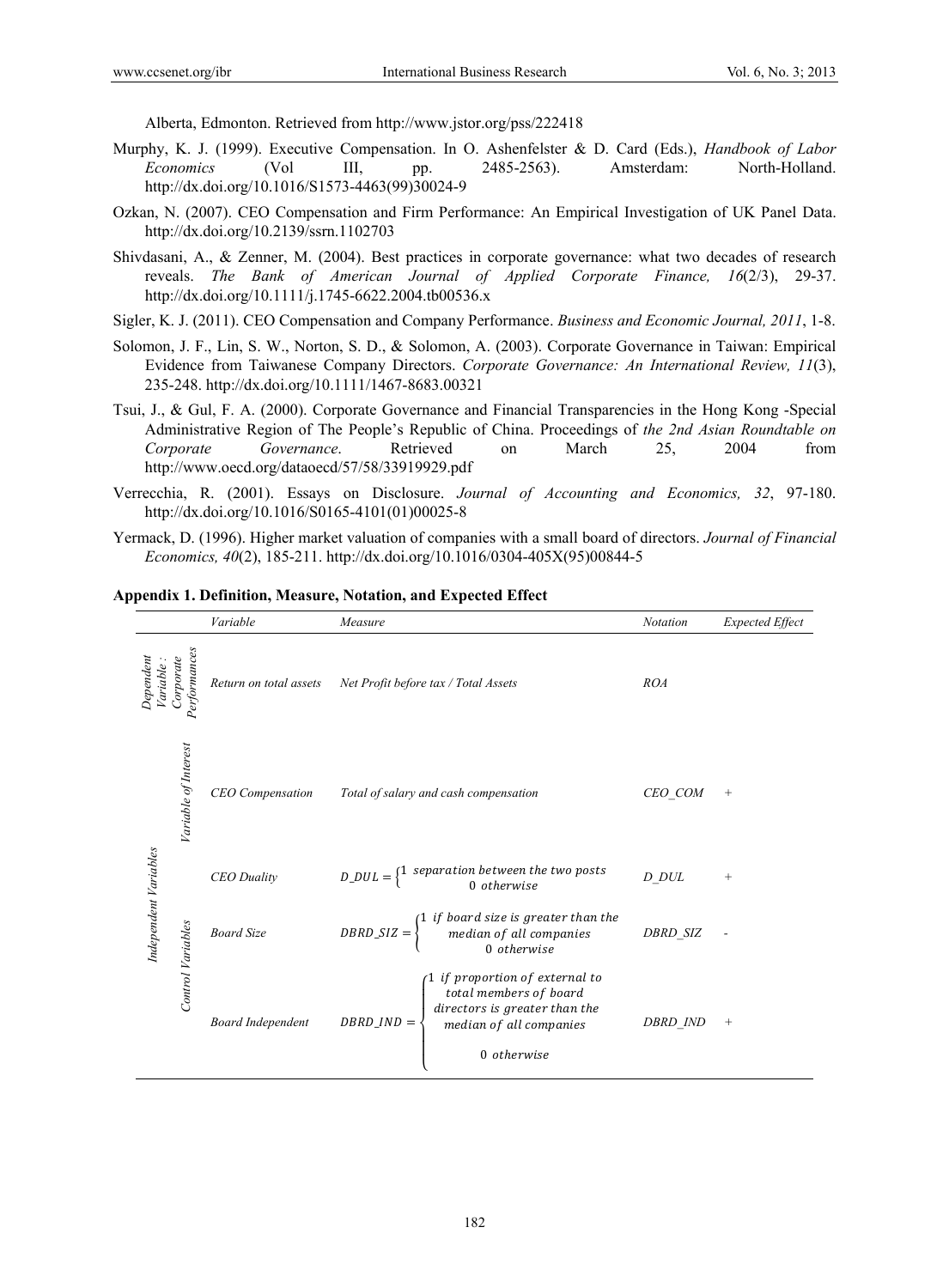Alberta, Edmonton. Retrieved from http://www.jstor.org/pss/222418

Murphy, K. J. (1999). Executive Compensation. In O. Ashenfelster & D. Card (Eds.), *Handbook of Labor Economics* (Vol III, pp. 2485-2563). Amsterdam: North-Holland. http://dx.doi.org/10.1016/S1573-4463(99)30024-9

Ozkan, N. (2007). CEO Compensation and Firm Performance: An Empirical Investigation of UK Panel Data. http://dx.doi.org/10.2139/ssrn.1102703

Shivdasani, A., & Zenner, M. (2004). Best practices in corporate governance: what two decades of research reveals. *The Bank of American Journal of Applied Corporate Finance, 16*(2/3), 29-37. http://dx.doi.org/10.1111/j.1745-6622.2004.tb00536.x

Sigler, K. J. (2011). CEO Compensation and Company Performance. *Business and Economic Journal, 2011*, 1-8.

Solomon, J. F., Lin, S. W., Norton, S. D., & Solomon, A. (2003). Corporate Governance in Taiwan: Empirical Evidence from Taiwanese Company Directors. *Corporate Governance: An International Review, 11*(3), 235-248. http://dx.doi.org/10.1111/1467-8683.00321

Tsui, J., & Gul, F. A. (2000). Corporate Governance and Financial Transparencies in the Hong Kong -Special Administrative Region of The People's Republic of China. Proceedings of *the 2nd Asian Roundtable on Corporate Governance*. Retrieved on March 25, 2004 from http://www.oecd.org/dataoecd/57/58/33919929.pdf

Verrecchia, R. (2001). Essays on Disclosure. *Journal of Accounting and Economics, 32*, 97-180. http://dx.doi.org/10.1016/S0165-4101(01)00025-8

Yermack, D. (1996). Higher market valuation of companies with a small board of directors. *Journal of Financial Economics, 40*(2), 185-211. http://dx.doi.org/10.1016/0304-405X(95)00844-5

**Appendix 1. Definition, Measure, Notation, and Expected Effect**

| | | *Variable* | *Measure* | *Notation* | *Expected Effect* |
|---|---|---|---|---|---|
| *Dependent Variable : Corporate Performances* | | *Return on total assets* | *Net Profit before tax / Total Assets* | *ROA* | |
| *Independent Variables* | *Variable of Interest* | *CEO Compensation* | *Total of salary and cash compensation* | *CEO_COM* | + |
| | *Control Variables* | *CEO Duality* | $D\_DUL = \begin{cases} 1 & separation\ between\ the\ two\ posts \\ 0 & otherwise \end{cases}$ | *D_DUL* | + |
| | | *Board Size* | $DBRD\_SIZ = \begin{cases} 1 & if\ board\ size\ is\ greater\ than\ the\ median\ of\ all\ companies \\ 0 & otherwise \end{cases}$ | *DBRD_SIZ* | - |
| | | *Board Independent* | $DBRD\_IND = \begin{cases} 1 & if\ proportion\ of\ external\ to\ total\ members\ of\ board\ directors\ is\ greater\ than\ the\ median\ of\ all\ companies \\ 0 & otherwise \end{cases}$ | *DBRD_IND* | + |